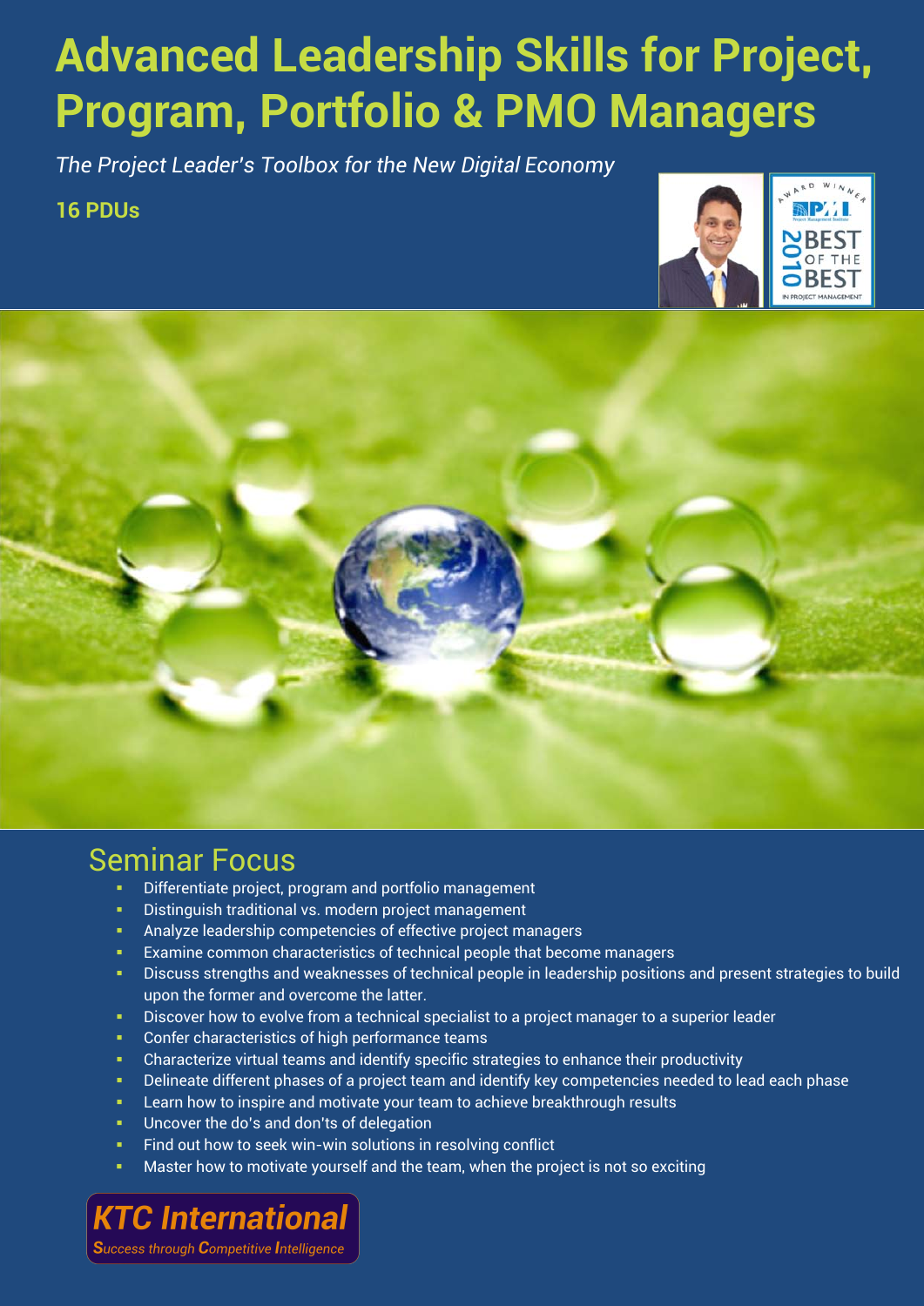# Advanced Leadership Skills for Project, Program, Portfolio & PMO Managers

*The Project Leader's Toolbox for the New Digital Economy*

**16 PDUs**

## Seminar Focus

- Differentiate project, program and portfolio management
- Distinguish traditional vs. modern project management
- Analyze leadership competencies of effective project managers
- Examine common characteristics of technical people that become managers
- Discuss strengths and weaknesses of technical people in leadership positions and present strategies to build upon the former and overcome the latter.
- Discover how to evolve from a technical specialist to a project manager to a superior leader
- Confer characteristics of high performance teams
- Characterize virtual teams and identify specific strategies to enhance their productivity
- Delineate different phases of a project team and identify key competencies needed to lead each phase
- Learn how to inspire and motivate your team to achieve breakthrough results
- Uncover the do's and don'ts of delegation
- Find out how to seek win-win solutions in resolving conflict
- Master how to motivate yourself and the team, when the project is not so exciting

**KTC International**

*Success through Competitive Intelligence*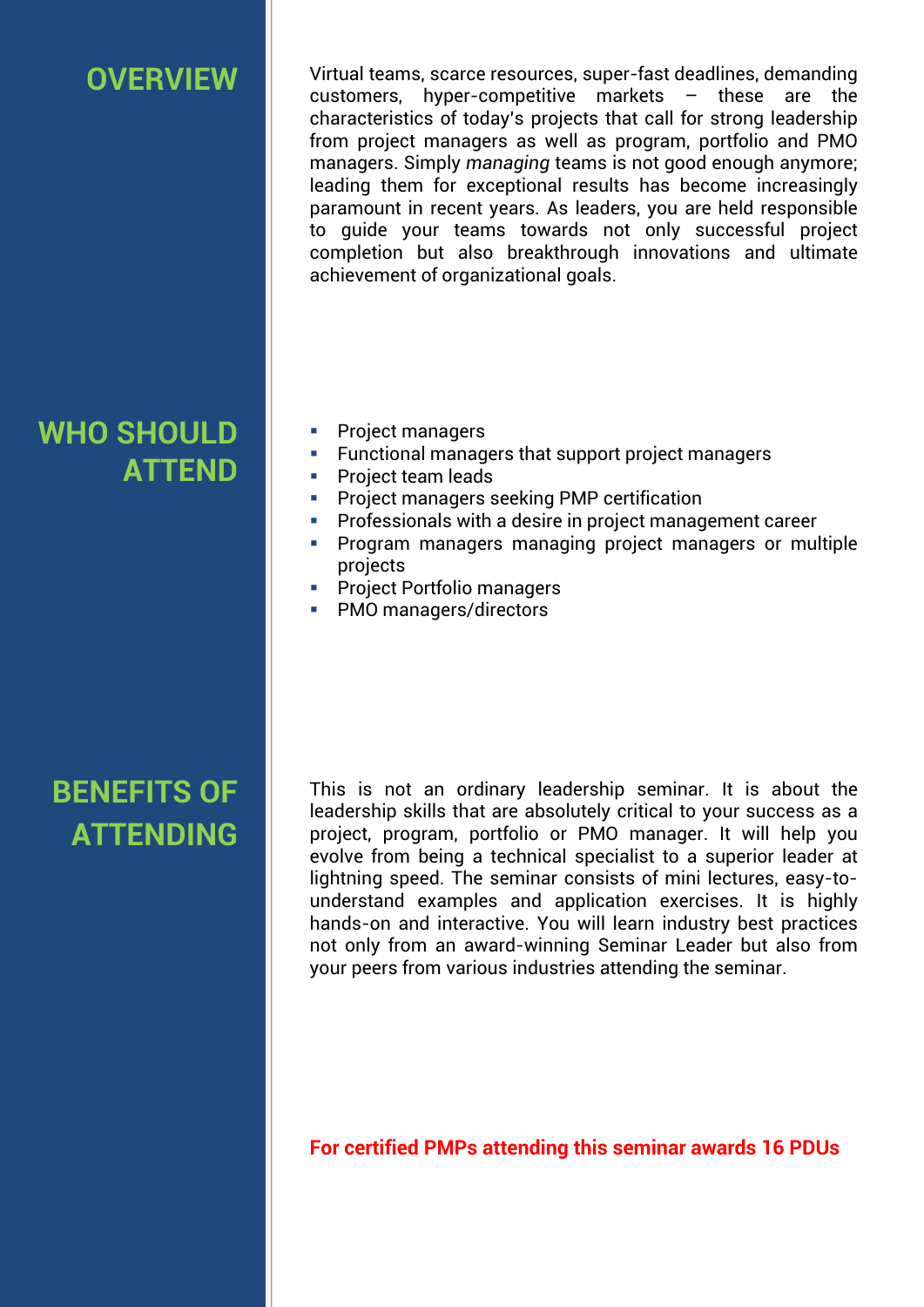## OVERVIEW

Virtual teams, scarce resources, super-fast deadlines, demanding customers, hyper-competitive markets – these are the characteristics of today's projects that call for strong leadership from project managers as well as program, portfolio and PMO managers. Simply *managing* teams is not good enough anymore; leading them for exceptional results has become increasingly paramount in recent years. As leaders, you are held responsible to guide your teams towards not only successful project completion but also breakthrough innovations and ultimate achievement of organizational goals.

## WHO SHOULD ATTEND

- Project managers
- Functional managers that support project managers
- Project team leads
- Project managers seeking PMP certification
- Professionals with a desire in project management career
- Program managers managing project managers or multiple projects
- Project Portfolio managers
- PMO managers/directors

## BENEFITS OF ATTENDING

This is not an ordinary leadership seminar. It is about the leadership skills that are absolutely critical to your success as a project, program, portfolio or PMO manager. It will help you evolve from being a technical specialist to a superior leader at lightning speed. The seminar consists of mini lectures, easy-to-understand examples and application exercises. It is highly hands-on and interactive. You will learn industry best practices not only from an award-winning Seminar Leader but also from your peers from various industries attending the seminar.

**For certified PMPs attending this seminar awards 16 PDUs**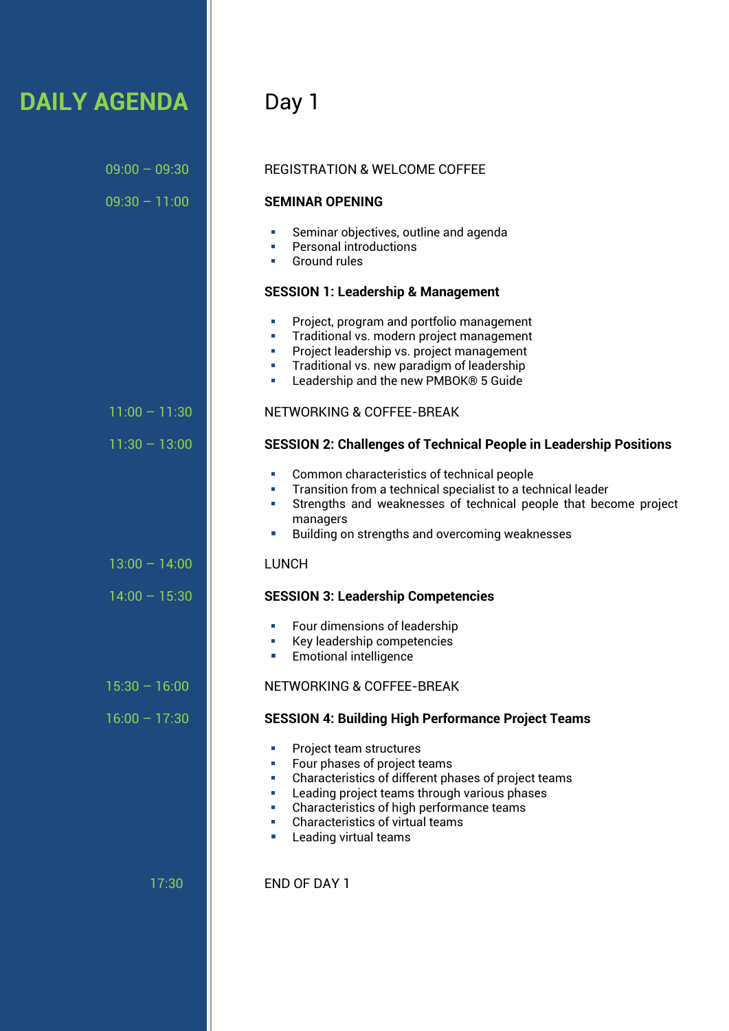# DAILY AGENDA

## Day 1

**09:00 – 09:30** REGISTRATION & WELCOME COFFEE

**09:30 – 11:00**

**SEMINAR OPENING**

- Seminar objectives, outline and agenda
- Personal introductions
- Ground rules

**SESSION 1: Leadership & Management**

- Project, program and portfolio management
- Traditional vs. modern project management
- Project leadership vs. project management
- Traditional vs. new paradigm of leadership
- Leadership and the new PMBOK® 5 Guide

**11:00 – 11:30** NETWORKING & COFFEE-BREAK

**11:30 – 13:00**

**SESSION 2: Challenges of Technical People in Leadership Positions**

- Common characteristics of technical people
- Transition from a technical specialist to a technical leader
- Strengths and weaknesses of technical people that become project managers
- Building on strengths and overcoming weaknesses

**13:00 – 14:00** LUNCH

**14:00 – 15:30**

**SESSION 3: Leadership Competencies**

- Four dimensions of leadership
- Key leadership competencies
- Emotional intelligence

**15:30 – 16:00** NETWORKING & COFFEE-BREAK

**16:00 – 17:30**

**SESSION 4: Building High Performance Project Teams**

- Project team structures
- Four phases of project teams
- Characteristics of different phases of project teams
- Leading project teams through various phases
- Characteristics of high performance teams
- Characteristics of virtual teams
- Leading virtual teams

**17:30** END OF DAY 1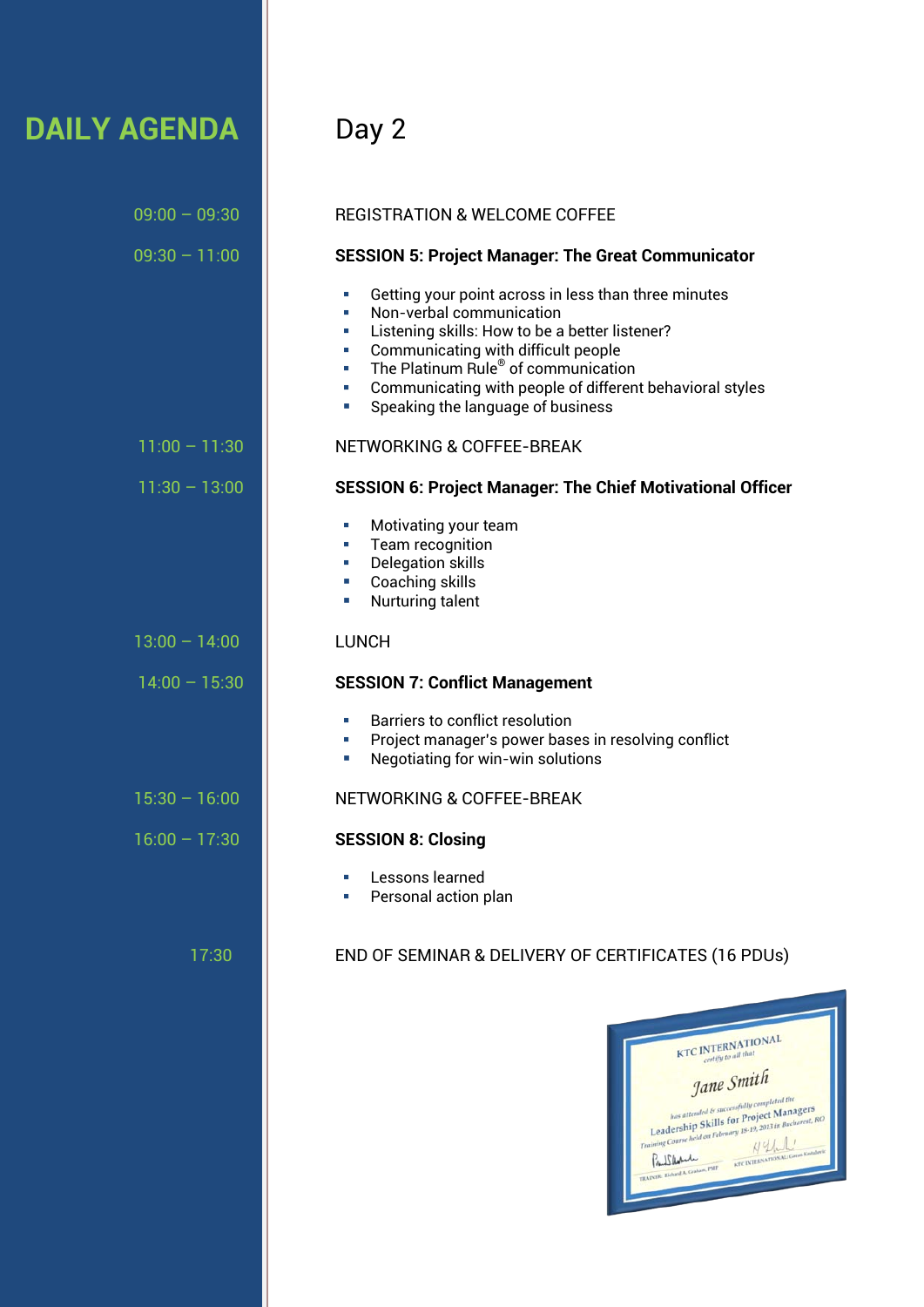# DAILY AGENDA

## Day 2

09:00 – 09:30 REGISTRATION & WELCOME COFFEE

09:30 – 11:00 **SESSION 5: Project Manager: The Great Communicator**

- Getting your point across in less than three minutes
- Non-verbal communication
- Listening skills: How to be a better listener?
- Communicating with difficult people
- The Platinum Rule® of communication
- Communicating with people of different behavioral styles
- Speaking the language of business

11:00 – 11:30 NETWORKING & COFFEE-BREAK

11:30 – 13:00 **SESSION 6: Project Manager: The Chief Motivational Officer**

- Motivating your team
- Team recognition
- Delegation skills
- Coaching skills
- Nurturing talent

13:00 – 14:00 LUNCH

14:00 – 15:30 **SESSION 7: Conflict Management**

- Barriers to conflict resolution
- Project manager's power bases in resolving conflict
- Negotiating for win-win solutions

15:30 – 16:00 NETWORKING & COFFEE-BREAK

16:00 – 17:30 **SESSION 8: Closing**

- Lessons learned
- Personal action plan

17:30 END OF SEMINAR & DELIVERY OF CERTIFICATES (16 PDUs)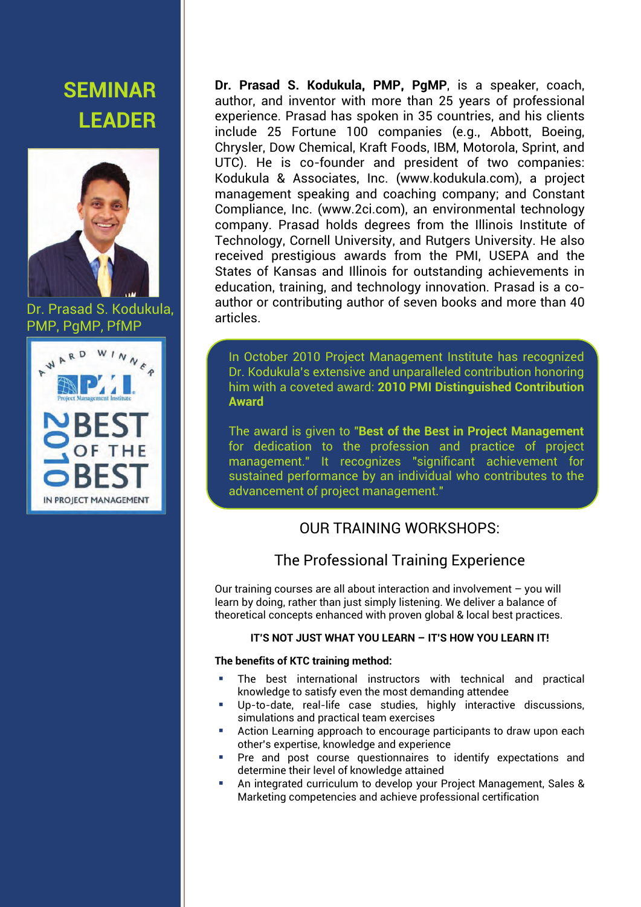# SEMINAR LEADER

Dr. Prasad S. Kodukula, PMP, PgMP, PfMP

AWARD WINNER
Project Management Institute
2010 BEST OF THE BEST
IN PROJECT MANAGEMENT

**Dr. Prasad S. Kodukula, PMP, PgMP**, is a speaker, coach, author, and inventor with more than 25 years of professional experience. Prasad has spoken in 35 countries, and his clients include 25 Fortune 100 companies (e.g., Abbott, Boeing, Chrysler, Dow Chemical, Kraft Foods, IBM, Motorola, Sprint, and UTC). He is co-founder and president of two companies: Kodukula & Associates, Inc. (www.kodukula.com), a project management speaking and coaching company; and Constant Compliance, Inc. (www.2ci.com), an environmental technology company. Prasad holds degrees from the Illinois Institute of Technology, Cornell University, and Rutgers University. He also received prestigious awards from the PMI, USEPA and the States of Kansas and Illinois for outstanding achievements in education, training, and technology innovation. Prasad is a co-author or contributing author of seven books and more than 40 articles.

In October 2010 Project Management Institute has recognized Dr. Kodukula's extensive and unparalleled contribution honoring him with a coveted award: **2010 PMI Distinguished Contribution Award**

The award is given to "**Best of the Best in Project Management** for dedication to the profession and practice of project management." It recognizes "significant achievement for sustained performance by an individual who contributes to the advancement of project management."

## OUR TRAINING WORKSHOPS:

### The Professional Training Experience

Our training courses are all about interaction and involvement – you will learn by doing, rather than just simply listening. We deliver a balance of theoretical concepts enhanced with proven global & local best practices.

**IT'S NOT JUST WHAT YOU LEARN – IT'S HOW YOU LEARN IT!**

**The benefits of KTC training method:**

- The best international instructors with technical and practical knowledge to satisfy even the most demanding attendee
- Up-to-date, real-life case studies, highly interactive discussions, simulations and practical team exercises
- Action Learning approach to encourage participants to draw upon each other's expertise, knowledge and experience
- Pre and post course questionnaires to identify expectations and determine their level of knowledge attained
- An integrated curriculum to develop your Project Management, Sales & Marketing competencies and achieve professional certification